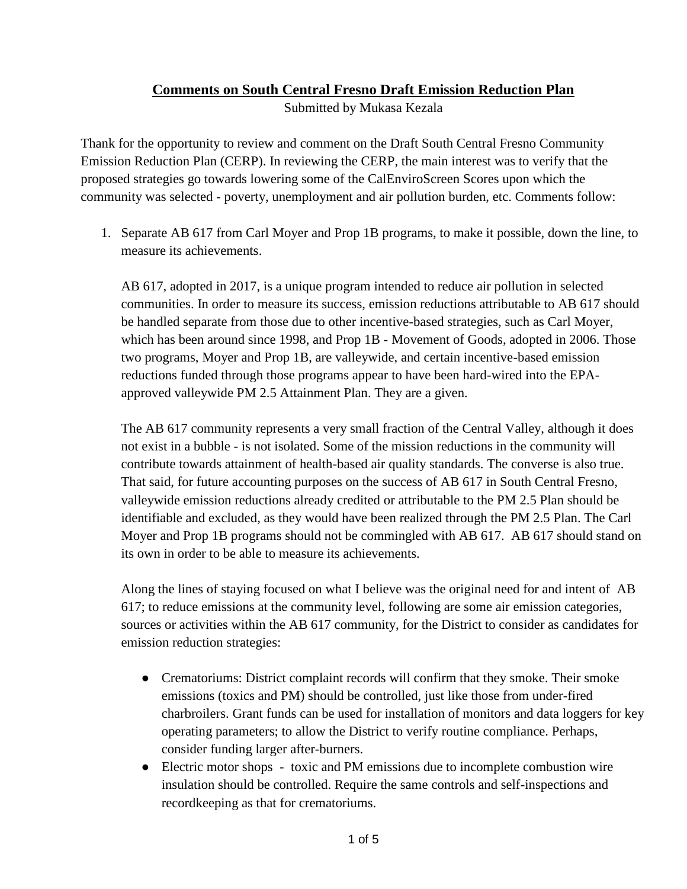# **Comments on South Central Fresno Draft Emission Reduction Plan**

Submitted by Mukasa Kezala

Thank for the opportunity to review and comment on the Draft South Central Fresno Community Emission Reduction Plan (CERP). In reviewing the CERP, the main interest was to verify that the proposed strategies go towards lowering some of the CalEnviroScreen Scores upon which the community was selected - poverty, unemployment and air pollution burden, etc. Comments follow:

1. Separate AB 617 from Carl Moyer and Prop 1B programs, to make it possible, down the line, to measure its achievements.

   AB 617, adopted in 2017, is a unique program intended to reduce air pollution in selected communities. In order to measure its success, emission reductions attributable to AB 617 should be handled separate from those due to other incentive-based strategies, such as Carl Moyer, which has been around since 1998, and Prop 1B - Movement of Goods, adopted in 2006. Those two programs, Moyer and Prop 1B, are valleywide, and certain incentive-based emission reductions funded through those programs appear to have been hard-wired into the EPA-approved valleywide PM 2.5 Attainment Plan. They are a given.

   The AB 617 community represents a very small fraction of the Central Valley, although it does not exist in a bubble - is not isolated. Some of the mission reductions in the community will contribute towards attainment of health-based air quality standards. The converse is also true. That said, for future accounting purposes on the success of AB 617 in South Central Fresno, valleywide emission reductions already credited or attributable to the PM 2.5 Plan should be identifiable and excluded, as they would have been realized through the PM 2.5 Plan. The Carl Moyer and Prop 1B programs should not be commingled with AB 617. AB 617 should stand on its own in order to be able to measure its achievements.

   Along the lines of staying focused on what I believe was the original need for and intent of AB 617; to reduce emissions at the community level, following are some air emission categories, sources or activities within the AB 617 community, for the District to consider as candidates for emission reduction strategies:

   - Crematoriums: District complaint records will confirm that they smoke. Their smoke emissions (toxics and PM) should be controlled, just like those from under-fired charbroilers. Grant funds can be used for installation of monitors and data loggers for key operating parameters; to allow the District to verify routine compliance. Perhaps, consider funding larger after-burners.
   - Electric motor shops - toxic and PM emissions due to incomplete combustion wire insulation should be controlled. Require the same controls and self-inspections and recordkeeping as that for crematoriums.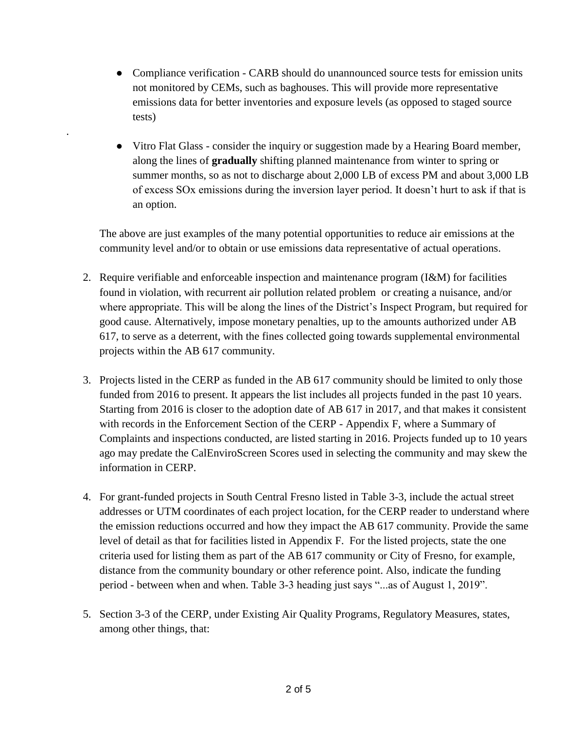- Compliance verification - CARB should do unannounced source tests for emission units not monitored by CEMs, such as baghouses. This will provide more representative emissions data for better inventories and exposure levels (as opposed to staged source tests)

- Vitro Flat Glass - consider the inquiry or suggestion made by a Hearing Board member, along the lines of **gradually** shifting planned maintenance from winter to spring or summer months, so as not to discharge about 2,000 LB of excess PM and about 3,000 LB of excess SOx emissions during the inversion layer period. It doesn't hurt to ask if that is an option.

The above are just examples of the many potential opportunities to reduce air emissions at the community level and/or to obtain or use emissions data representative of actual operations.

2. Require verifiable and enforceable inspection and maintenance program (I&M) for facilities found in violation, with recurrent air pollution related problem or creating a nuisance, and/or where appropriate. This will be along the lines of the District's Inspect Program, but required for good cause. Alternatively, impose monetary penalties, up to the amounts authorized under AB 617, to serve as a deterrent, with the fines collected going towards supplemental environmental projects within the AB 617 community.

3. Projects listed in the CERP as funded in the AB 617 community should be limited to only those funded from 2016 to present. It appears the list includes all projects funded in the past 10 years. Starting from 2016 is closer to the adoption date of AB 617 in 2017, and that makes it consistent with records in the Enforcement Section of the CERP - Appendix F, where a Summary of Complaints and inspections conducted, are listed starting in 2016. Projects funded up to 10 years ago may predate the CalEnviroScreen Scores used in selecting the community and may skew the information in CERP.

4. For grant-funded projects in South Central Fresno listed in Table 3-3, include the actual street addresses or UTM coordinates of each project location, for the CERP reader to understand where the emission reductions occurred and how they impact the AB 617 community. Provide the same level of detail as that for facilities listed in Appendix F. For the listed projects, state the one criteria used for listing them as part of the AB 617 community or City of Fresno, for example, distance from the community boundary or other reference point. Also, indicate the funding period - between when and when. Table 3-3 heading just says "...as of August 1, 2019".

5. Section 3-3 of the CERP, under Existing Air Quality Programs, Regulatory Measures, states, among other things, that: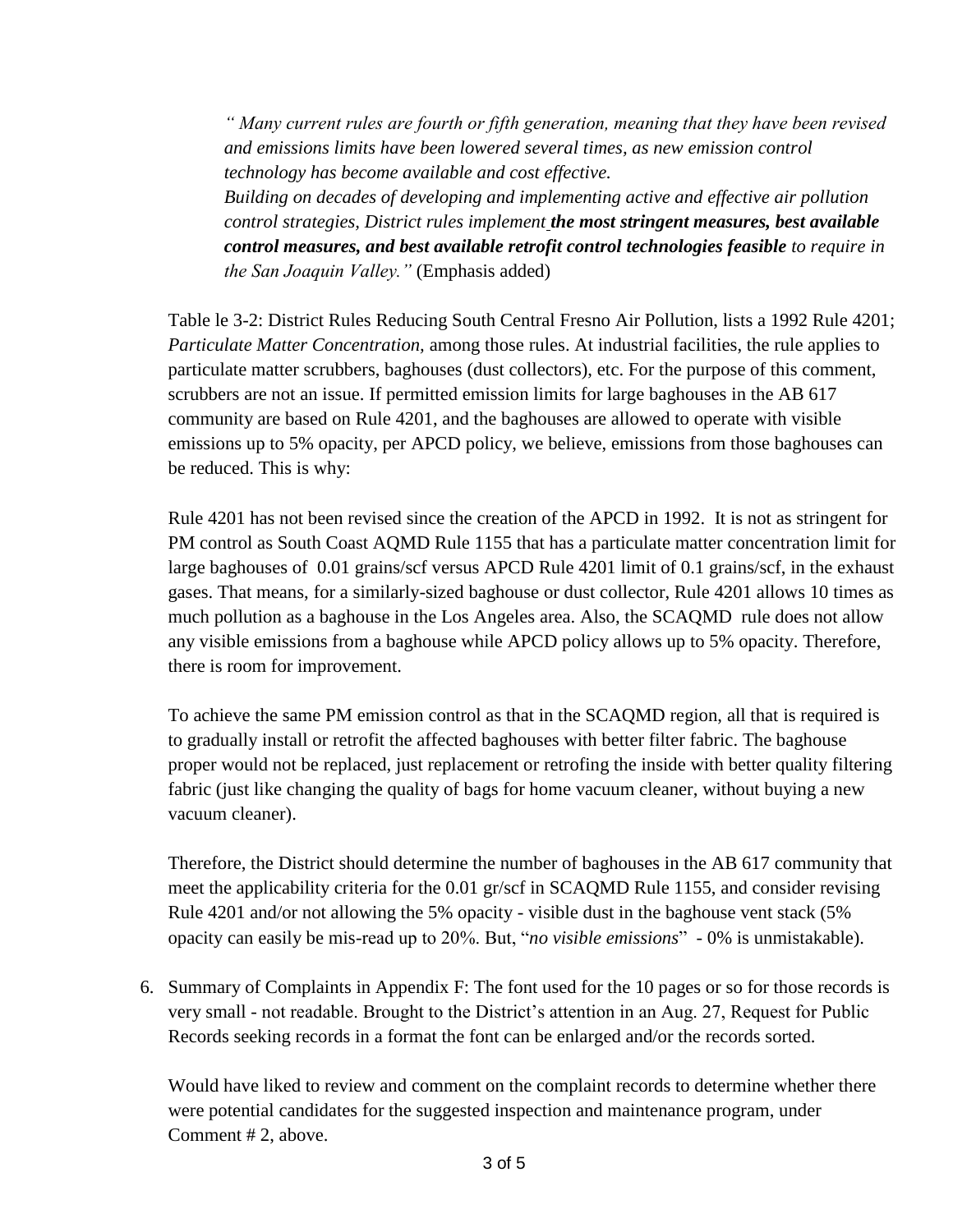*" Many current rules are fourth or fifth generation, meaning that they have been revised and emissions limits have been lowered several times, as new emission control technology has become available and cost effective.*
*Building on decades of developing and implementing active and effective air pollution control strategies, District rules implement* ***the most stringent measures, best available control measures, and best available retrofit control technologies feasible*** *to require in the San Joaquin Valley."* (Emphasis added)

Table le 3-2: District Rules Reducing South Central Fresno Air Pollution, lists a 1992 Rule 4201; *Particulate Matter Concentration,* among those rules. At industrial facilities, the rule applies to particulate matter scrubbers, baghouses (dust collectors), etc. For the purpose of this comment, scrubbers are not an issue. If permitted emission limits for large baghouses in the AB 617 community are based on Rule 4201, and the baghouses are allowed to operate with visible emissions up to 5% opacity, per APCD policy, we believe, emissions from those baghouses can be reduced. This is why:

Rule 4201 has not been revised since the creation of the APCD in 1992. It is not as stringent for PM control as South Coast AQMD Rule 1155 that has a particulate matter concentration limit for large baghouses of 0.01 grains/scf versus APCD Rule 4201 limit of 0.1 grains/scf, in the exhaust gases. That means, for a similarly-sized baghouse or dust collector, Rule 4201 allows 10 times as much pollution as a baghouse in the Los Angeles area. Also, the SCAQMD rule does not allow any visible emissions from a baghouse while APCD policy allows up to 5% opacity. Therefore, there is room for improvement.

To achieve the same PM emission control as that in the SCAQMD region, all that is required is to gradually install or retrofit the affected baghouses with better filter fabric. The baghouse proper would not be replaced, just replacement or retrofing the inside with better quality filtering fabric (just like changing the quality of bags for home vacuum cleaner, without buying a new vacuum cleaner).

Therefore, the District should determine the number of baghouses in the AB 617 community that meet the applicability criteria for the 0.01 gr/scf in SCAQMD Rule 1155, and consider revising Rule 4201 and/or not allowing the 5% opacity - visible dust in the baghouse vent stack (5% opacity can easily be mis-read up to 20%. But, "*no visible emissions*" - 0% is unmistakable).

6. Summary of Complaints in Appendix F: The font used for the 10 pages or so for those records is very small - not readable. Brought to the District's attention in an Aug. 27, Request for Public Records seeking records in a format the font can be enlarged and/or the records sorted.

   Would have liked to review and comment on the complaint records to determine whether there were potential candidates for the suggested inspection and maintenance program, under Comment # 2, above.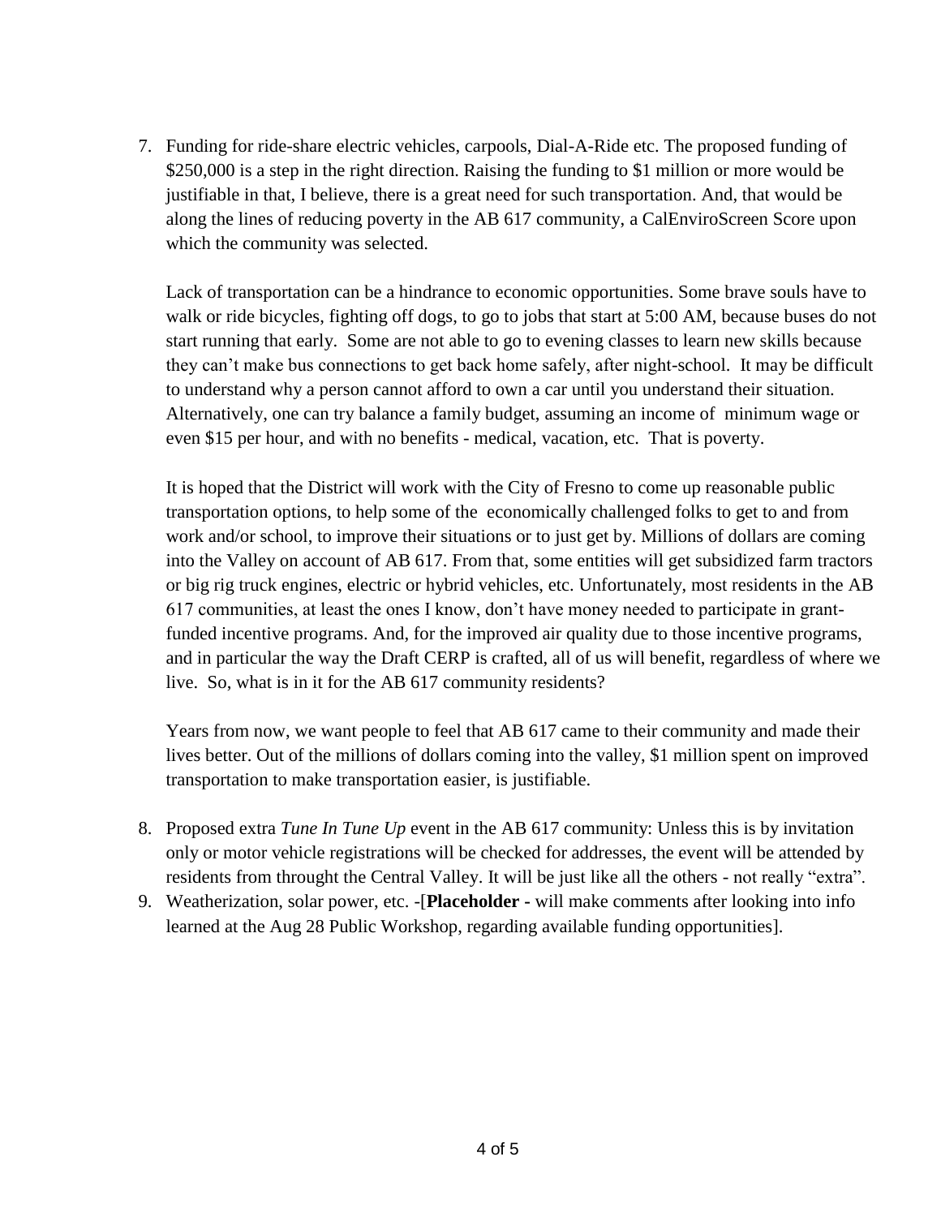7. Funding for ride-share electric vehicles, carpools, Dial-A-Ride etc. The proposed funding of $250,000 is a step in the right direction. Raising the funding to $1 million or more would be justifiable in that, I believe, there is a great need for such transportation. And, that would be along the lines of reducing poverty in the AB 617 community, a CalEnviroScreen Score upon which the community was selected.

   Lack of transportation can be a hindrance to economic opportunities. Some brave souls have to walk or ride bicycles, fighting off dogs, to go to jobs that start at 5:00 AM, because buses do not start running that early. Some are not able to go to evening classes to learn new skills because they can't make bus connections to get back home safely, after night-school. It may be difficult to understand why a person cannot afford to own a car until you understand their situation. Alternatively, one can try balance a family budget, assuming an income of minimum wage or even $15 per hour, and with no benefits - medical, vacation, etc. That is poverty.

   It is hoped that the District will work with the City of Fresno to come up reasonable public transportation options, to help some of the economically challenged folks to get to and from work and/or school, to improve their situations or to just get by. Millions of dollars are coming into the Valley on account of AB 617. From that, some entities will get subsidized farm tractors or big rig truck engines, electric or hybrid vehicles, etc. Unfortunately, most residents in the AB 617 communities, at least the ones I know, don't have money needed to participate in grant-funded incentive programs. And, for the improved air quality due to those incentive programs, and in particular the way the Draft CERP is crafted, all of us will benefit, regardless of where we live. So, what is in it for the AB 617 community residents?

   Years from now, we want people to feel that AB 617 came to their community and made their lives better. Out of the millions of dollars coming into the valley, $1 million spent on improved transportation to make transportation easier, is justifiable.

8. Proposed extra *Tune In Tune Up* event in the AB 617 community: Unless this is by invitation only or motor vehicle registrations will be checked for addresses, the event will be attended by residents from throught the Central Valley. It will be just like all the others - not really "extra".
9. Weatherization, solar power, etc. -[**Placeholder -** will make comments after looking into info learned at the Aug 28 Public Workshop, regarding available funding opportunities].